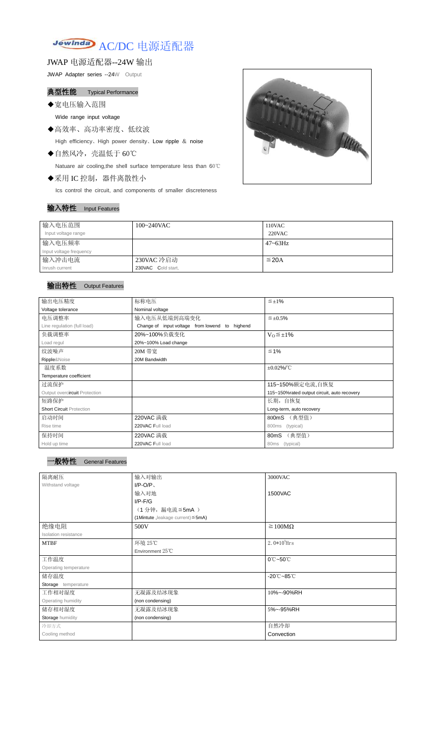# AC/DC 电源适配器

## JWAP 电源适配器--24W 输出

JWAP Adapter series --24W Output

### 典型性能 Typical Performance

◆宽电压输入范围

Wide range input voltage

◆高效率、高功率密度、低纹波

High efficiency、High power density、Low ripple ＆ noise

◆自然风冷，壳温低于 60℃

Natuare air cooling,the shell surface temperature less than 60℃

◆采用 IC 控制，器件离散性小

Ics control the circuit, and components of smaller discreteness

### 输入特性 Input Features

| 输入电压范围<br>Input voltage range | 100~240VAC | 110VAC<br>220VAC |
|---|---|---|
| 输入电压频率<br>Input voltage frequency | | 47~63Hz |
| 输入冲击电流<br>Inrush current | 230VAC 冷启动<br>230VAC Cold start, | ≦20A |

### 输出特性 Output Features

| 输出电压精度<br>Voltage tolerance | 标称电压<br>Nominal voltage | ≦±1% |
|---|---|---|
| 电压调整率<br>Line regulation (full load) | 输入电压从低端到高端变化<br>Change of input voltage from lowend to highend | ≦±0.5% |
| 负载调整率<br>Load regul | 20%~100%负载变化<br>20%~100% Load change | $V_O$≦±1% |
| 纹波噪声<br>Ripple&Noise | 20M 带宽<br>20M Bandwidth | ≦1% |
| 温度系数<br>Temperature coefficient | | ±0.02%/℃ |
| 过流保护<br>Output overcircuit Protection | | 115~150%额定电流,自恢复<br>115~150%rated output circuit, auto recovery |
| 短路保护<br>Short Circuit Protection | | 长期，自恢复<br>Long-term, auto recovery |
| 启动时间<br>Rise time | 220VAC 满载<br>220VAC Full load | 800mS （典型值）<br>800ms (typical) |
| 保持时间<br>Hold up time | 220VAC 满载<br>220VAC Full load | 80mS （典型值）<br>80ms (typical) |

### 一般特性 General Features

| 隔离耐压<br>Withstand voltage | 输入对输出<br>I/P-O/P、<br>输入对地<br>I/P-F/G<br>（1 分钟，漏电流≦5mA ）<br>(1Mintute ,leakage current)≦5mA) | 3000VAC<br>1500VAC |
|---|---|---|
| 绝缘电阻<br>Isolation resistance | 500V | ≧100MΩ |
| MTBF | 环境 25℃<br>Environment 25℃ | $2.0*10^5$Hrs |
| 工作温度<br>Operating temperature | | 0℃~50℃ |
| 储存温度<br>Storage temperature | | -20℃~85℃ |
| 工作相对湿度<br>Operating humidity | 无凝露及结冰现象<br>(non condensing) | 10%~-90%RH |
| 储存相对湿度<br>Storage humidity | 无凝露及结冰现象<br>(non condensing) | 5%~-95%RH |
| 冷却方式<br>Cooling method | | 自然冷却<br>Convection |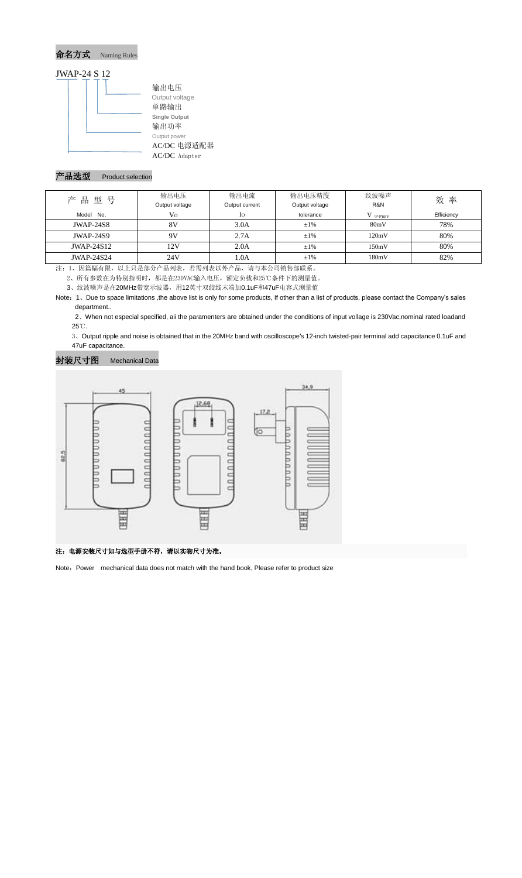## 命名方式 Naming Rules

JWAP-24 S 12

- 输出电压 Output voltage
- 单路输出 **Single Output**
- 输出功率 Output power
- AC/DC 电源适配器 AC/DC Adapter

## 产品选型 Product selection

| 产 品 型 号<br>Model No. | 输出电压<br>Output voltage<br>Vo | 输出电流<br>Output current<br>Io | 输出电压精度<br>Output voltage<br>tolerance | 纹波噪声<br>R&N<br>V (P-P)mV | 效 率<br>Efficiency |
|---|---|---|---|---|---|
| JWAP-24S8 | 8V | 3.0A | ±1% | 80mV | 78% |
| JWAP-24S9 | 9V | 2.7A | ±1% | 120mV | 80% |
| JWAP-24S12 | 12V | 2.0A | ±1% | 150mV | 80% |
| JWAP-24S24 | 24V | 1.0A | ±1% | 180mV | 82% |

注：1、因篇幅有限，以上只是部分产品列表，若需列表以外产品，请与本公司销售部联系。

2、所有参数在为特别指明时，都是在230VAC输入电压，额定负载和25℃条件下的测量值。

3、纹波噪声是在20MHz带宽示波器，用12英寸双绞线末端加0.1uF和47uF电容式测量值

Note：1、Due to space limitations ,the above list is only for some products, If other than a list of products, please contact the Company's sales department..

2、When not especial specified, aii the paramenters are obtained under the conditions of input voltage is 230Vac,nominal rated loadand 25℃.

3、Output ripple and noise is obtained that in the 20MHz band with oscilloscope's 12-inch twisted-pair terminal add capacitance 0.1uF and 47uF capacitance.

## 封装尺寸图 Mechanical Data

45

82.5

12.68

17.2

34.9

**注：电源安装尺寸如与选型手册不符，请以实物尺寸为准。**

Note：Power mechanical data does not match with the hand book, Please refer to product size